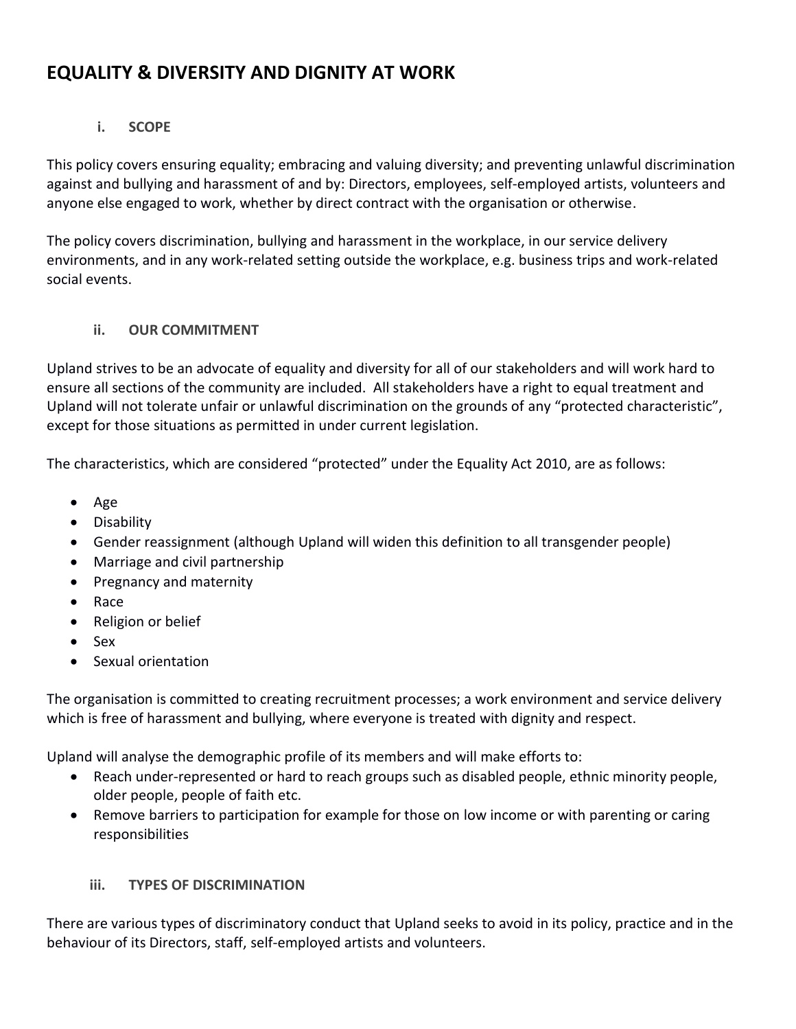# EQUALITY & DIVERSITY AND DIGNITY AT WORK

## i. SCOPE

This policy covers ensuring equality; embracing and valuing diversity; and preventing unlawful discrimination against and bullying and harassment of and by: Directors, employees, self-employed artists, volunteers and anyone else engaged to work, whether by direct contract with the organisation or otherwise.

The policy covers discrimination, bullying and harassment in the workplace, in our service delivery environments, and in any work-related setting outside the workplace, e.g. business trips and work-related social events.

## ii. OUR COMMITMENT

Upland strives to be an advocate of equality and diversity for all of our stakeholders and will work hard to ensure all sections of the community are included. All stakeholders have a right to equal treatment and Upland will not tolerate unfair or unlawful discrimination on the grounds of any "protected characteristic", except for those situations as permitted in under current legislation.

The characteristics, which are considered "protected" under the Equality Act 2010, are as follows:

- Age
- Disability
- Gender reassignment (although Upland will widen this definition to all transgender people)
- Marriage and civil partnership
- Pregnancy and maternity
- Race
- Religion or belief
- Sex
- Sexual orientation

The organisation is committed to creating recruitment processes; a work environment and service delivery which is free of harassment and bullying, where everyone is treated with dignity and respect.

Upland will analyse the demographic profile of its members and will make efforts to:

- Reach under-represented or hard to reach groups such as disabled people, ethnic minority people, older people, people of faith etc.
- Remove barriers to participation for example for those on low income or with parenting or caring responsibilities

## iii. TYPES OF DISCRIMINATION

There are various types of discriminatory conduct that Upland seeks to avoid in its policy, practice and in the behaviour of its Directors, staff, self-employed artists and volunteers.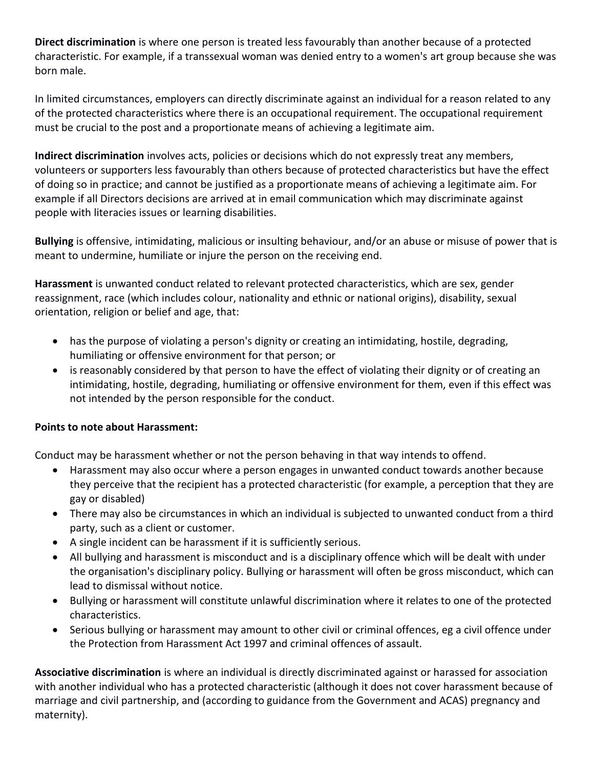**Direct discrimination** is where one person is treated less favourably than another because of a protected characteristic. For example, if a transsexual woman was denied entry to a women's art group because she was born male.

In limited circumstances, employers can directly discriminate against an individual for a reason related to any of the protected characteristics where there is an occupational requirement. The occupational requirement must be crucial to the post and a proportionate means of achieving a legitimate aim.

**Indirect discrimination** involves acts, policies or decisions which do not expressly treat any members, volunteers or supporters less favourably than others because of protected characteristics but have the effect of doing so in practice; and cannot be justified as a proportionate means of achieving a legitimate aim. For example if all Directors decisions are arrived at in email communication which may discriminate against people with literacies issues or learning disabilities.

**Bullying** is offensive, intimidating, malicious or insulting behaviour, and/or an abuse or misuse of power that is meant to undermine, humiliate or injure the person on the receiving end.

**Harassment** is unwanted conduct related to relevant protected characteristics, which are sex, gender reassignment, race (which includes colour, nationality and ethnic or national origins), disability, sexual orientation, religion or belief and age, that:

- has the purpose of violating a person's dignity or creating an intimidating, hostile, degrading, humiliating or offensive environment for that person; or
- is reasonably considered by that person to have the effect of violating their dignity or of creating an intimidating, hostile, degrading, humiliating or offensive environment for them, even if this effect was not intended by the person responsible for the conduct.

**Points to note about Harassment:**

Conduct may be harassment whether or not the person behaving in that way intends to offend.

- Harassment may also occur where a person engages in unwanted conduct towards another because they perceive that the recipient has a protected characteristic (for example, a perception that they are gay or disabled)
- There may also be circumstances in which an individual is subjected to unwanted conduct from a third party, such as a client or customer.
- A single incident can be harassment if it is sufficiently serious.
- All bullying and harassment is misconduct and is a disciplinary offence which will be dealt with under the organisation's disciplinary policy. Bullying or harassment will often be gross misconduct, which can lead to dismissal without notice.
- Bullying or harassment will constitute unlawful discrimination where it relates to one of the protected characteristics.
- Serious bullying or harassment may amount to other civil or criminal offences, eg a civil offence under the Protection from Harassment Act 1997 and criminal offences of assault.

**Associative discrimination** is where an individual is directly discriminated against or harassed for association with another individual who has a protected characteristic (although it does not cover harassment because of marriage and civil partnership, and (according to guidance from the Government and ACAS) pregnancy and maternity).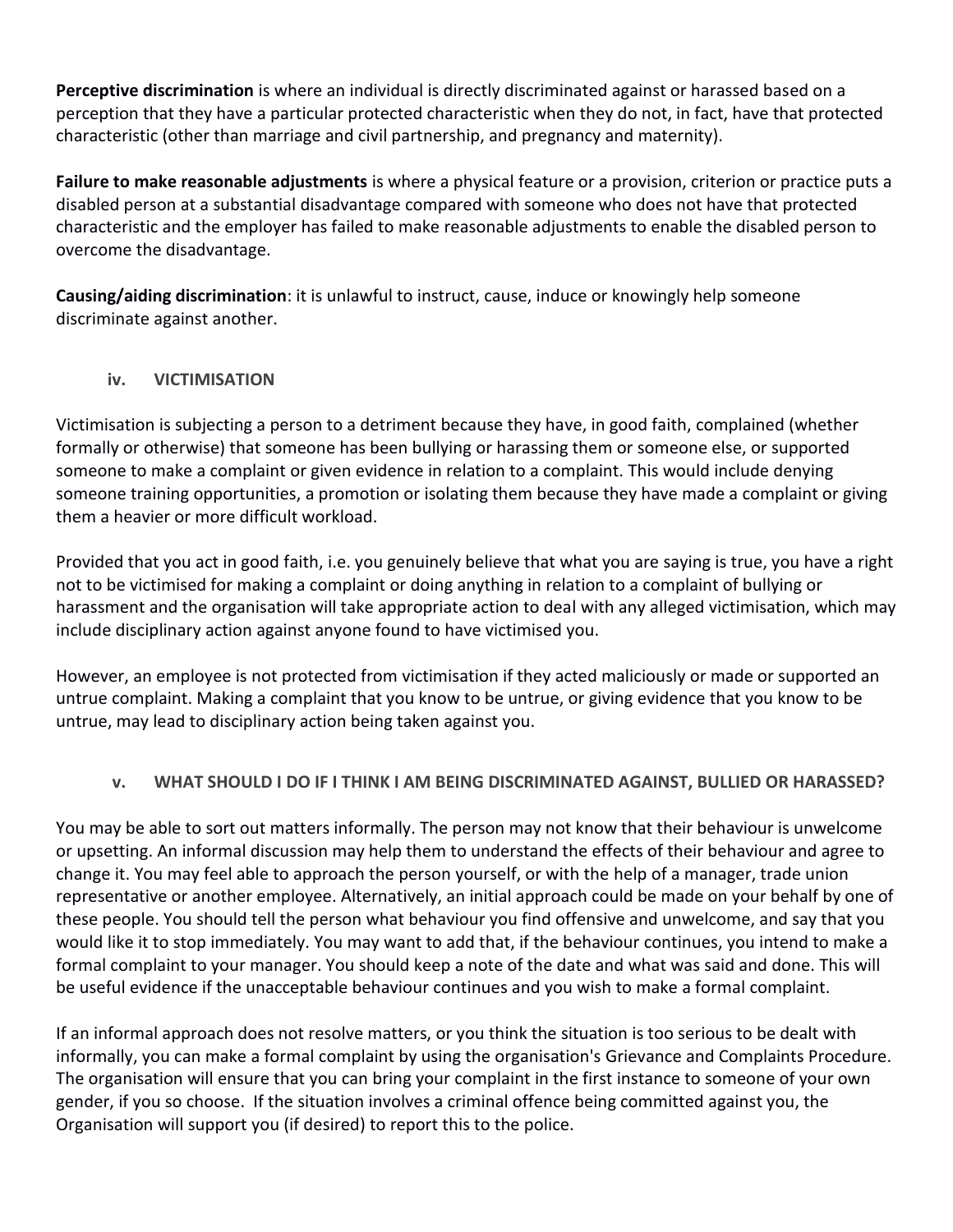**Perceptive discrimination** is where an individual is directly discriminated against or harassed based on a perception that they have a particular protected characteristic when they do not, in fact, have that protected characteristic (other than marriage and civil partnership, and pregnancy and maternity).

**Failure to make reasonable adjustments** is where a physical feature or a provision, criterion or practice puts a disabled person at a substantial disadvantage compared with someone who does not have that protected characteristic and the employer has failed to make reasonable adjustments to enable the disabled person to overcome the disadvantage.

**Causing/aiding discrimination**: it is unlawful to instruct, cause, induce or knowingly help someone discriminate against another.

### iv. VICTIMISATION

Victimisation is subjecting a person to a detriment because they have, in good faith, complained (whether formally or otherwise) that someone has been bullying or harassing them or someone else, or supported someone to make a complaint or given evidence in relation to a complaint. This would include denying someone training opportunities, a promotion or isolating them because they have made a complaint or giving them a heavier or more difficult workload.

Provided that you act in good faith, i.e. you genuinely believe that what you are saying is true, you have a right not to be victimised for making a complaint or doing anything in relation to a complaint of bullying or harassment and the organisation will take appropriate action to deal with any alleged victimisation, which may include disciplinary action against anyone found to have victimised you.

However, an employee is not protected from victimisation if they acted maliciously or made or supported an untrue complaint. Making a complaint that you know to be untrue, or giving evidence that you know to be untrue, may lead to disciplinary action being taken against you.

### v. WHAT SHOULD I DO IF I THINK I AM BEING DISCRIMINATED AGAINST, BULLIED OR HARASSED?

You may be able to sort out matters informally. The person may not know that their behaviour is unwelcome or upsetting. An informal discussion may help them to understand the effects of their behaviour and agree to change it. You may feel able to approach the person yourself, or with the help of a manager, trade union representative or another employee. Alternatively, an initial approach could be made on your behalf by one of these people. You should tell the person what behaviour you find offensive and unwelcome, and say that you would like it to stop immediately. You may want to add that, if the behaviour continues, you intend to make a formal complaint to your manager. You should keep a note of the date and what was said and done. This will be useful evidence if the unacceptable behaviour continues and you wish to make a formal complaint.

If an informal approach does not resolve matters, or you think the situation is too serious to be dealt with informally, you can make a formal complaint by using the organisation's Grievance and Complaints Procedure. The organisation will ensure that you can bring your complaint in the first instance to someone of your own gender, if you so choose. If the situation involves a criminal offence being committed against you, the Organisation will support you (if desired) to report this to the police.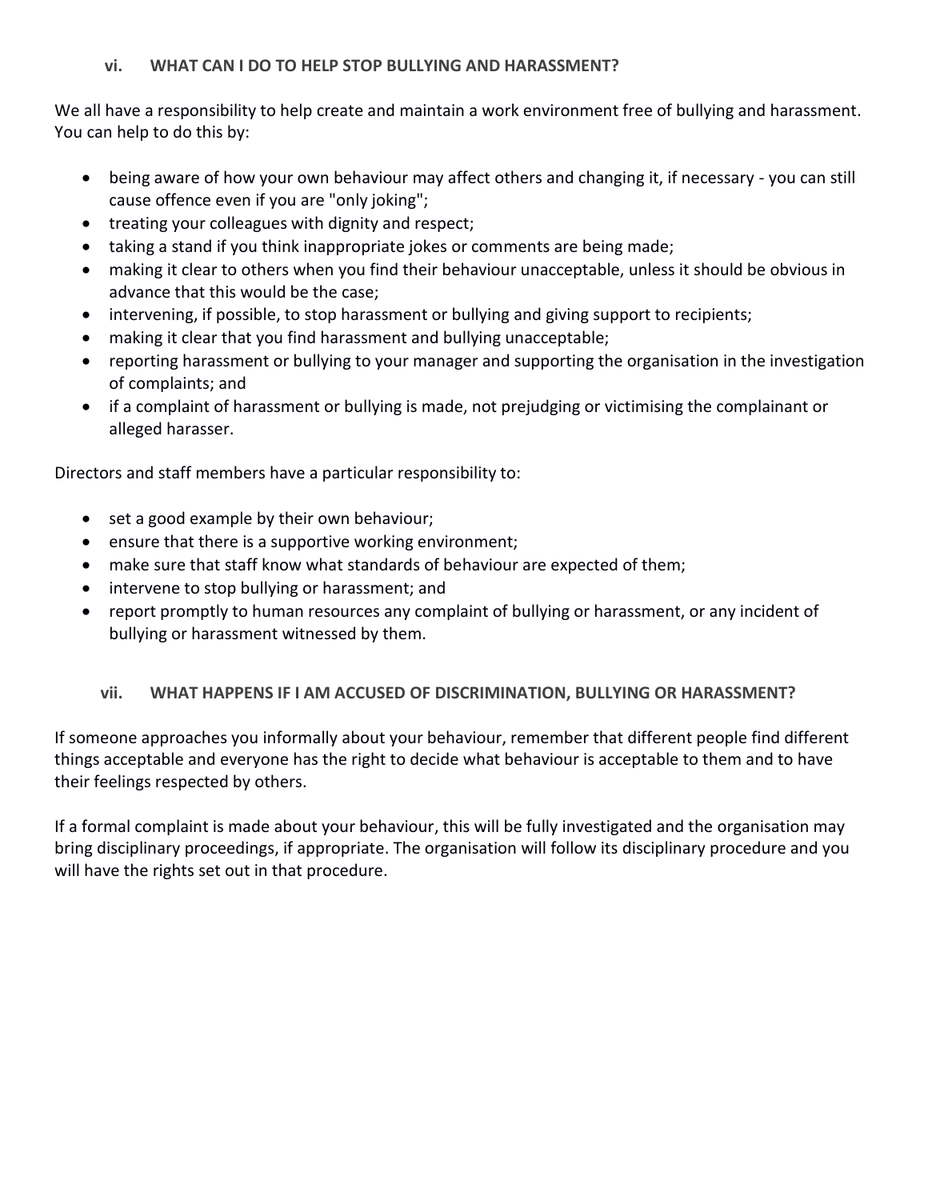### vi. WHAT CAN I DO TO HELP STOP BULLYING AND HARASSMENT?

We all have a responsibility to help create and maintain a work environment free of bullying and harassment. You can help to do this by:

- being aware of how your own behaviour may affect others and changing it, if necessary - you can still cause offence even if you are "only joking";
- treating your colleagues with dignity and respect;
- taking a stand if you think inappropriate jokes or comments are being made;
- making it clear to others when you find their behaviour unacceptable, unless it should be obvious in advance that this would be the case;
- intervening, if possible, to stop harassment or bullying and giving support to recipients;
- making it clear that you find harassment and bullying unacceptable;
- reporting harassment or bullying to your manager and supporting the organisation in the investigation of complaints; and
- if a complaint of harassment or bullying is made, not prejudging or victimising the complainant or alleged harasser.

Directors and staff members have a particular responsibility to:

- set a good example by their own behaviour;
- ensure that there is a supportive working environment;
- make sure that staff know what standards of behaviour are expected of them;
- intervene to stop bullying or harassment; and
- report promptly to human resources any complaint of bullying or harassment, or any incident of bullying or harassment witnessed by them.

### vii. WHAT HAPPENS IF I AM ACCUSED OF DISCRIMINATION, BULLYING OR HARASSMENT?

If someone approaches you informally about your behaviour, remember that different people find different things acceptable and everyone has the right to decide what behaviour is acceptable to them and to have their feelings respected by others.

If a formal complaint is made about your behaviour, this will be fully investigated and the organisation may bring disciplinary proceedings, if appropriate. The organisation will follow its disciplinary procedure and you will have the rights set out in that procedure.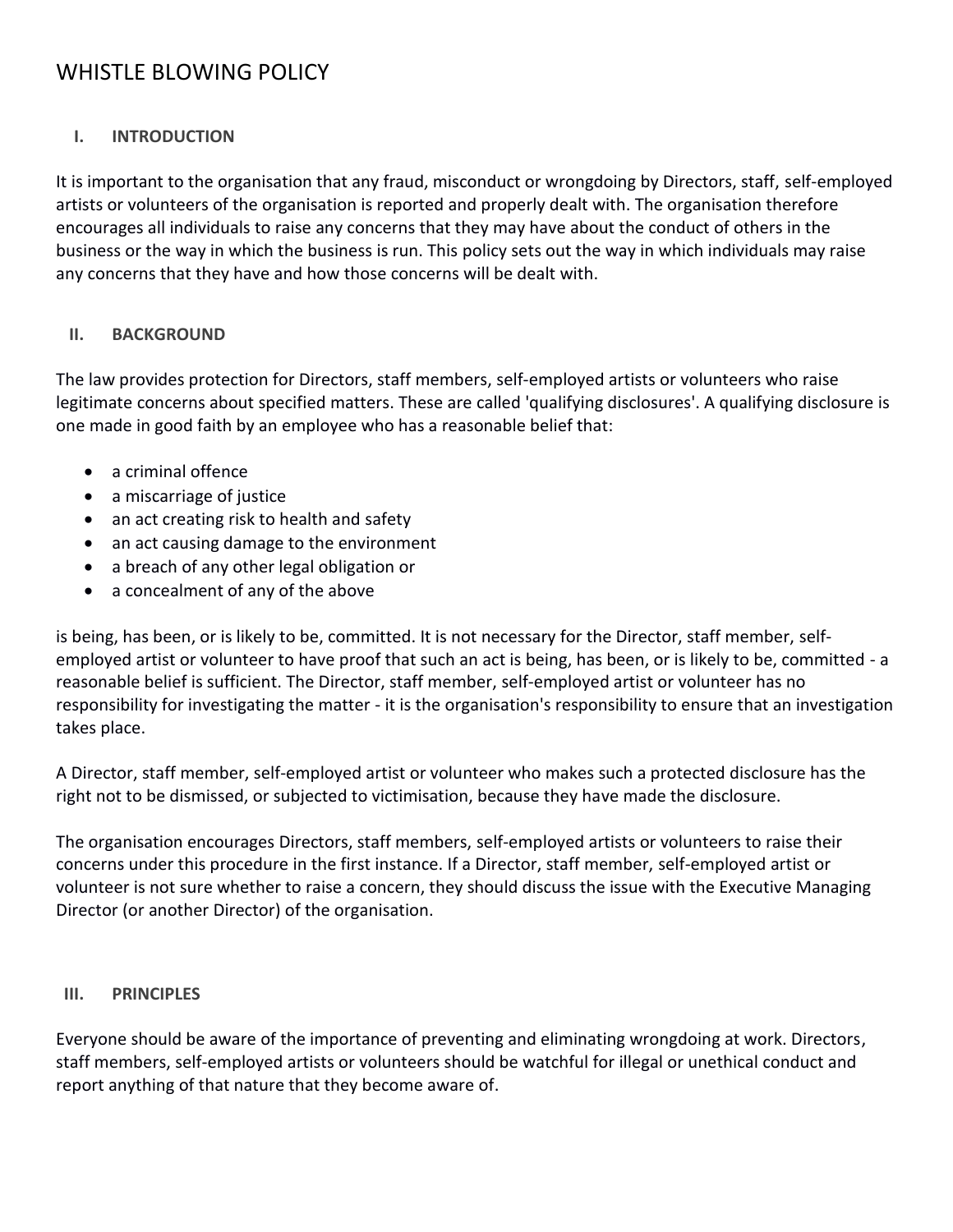# WHISTLE BLOWING POLICY

## I. INTRODUCTION

It is important to the organisation that any fraud, misconduct or wrongdoing by Directors, staff, self-employed artists or volunteers of the organisation is reported and properly dealt with. The organisation therefore encourages all individuals to raise any concerns that they may have about the conduct of others in the business or the way in which the business is run. This policy sets out the way in which individuals may raise any concerns that they have and how those concerns will be dealt with.

## II. BACKGROUND

The law provides protection for Directors, staff members, self-employed artists or volunteers who raise legitimate concerns about specified matters. These are called 'qualifying disclosures'. A qualifying disclosure is one made in good faith by an employee who has a reasonable belief that:

- a criminal offence
- a miscarriage of justice
- an act creating risk to health and safety
- an act causing damage to the environment
- a breach of any other legal obligation or
- a concealment of any of the above

is being, has been, or is likely to be, committed. It is not necessary for the Director, staff member, self-employed artist or volunteer to have proof that such an act is being, has been, or is likely to be, committed - a reasonable belief is sufficient. The Director, staff member, self-employed artist or volunteer has no responsibility for investigating the matter - it is the organisation's responsibility to ensure that an investigation takes place.

A Director, staff member, self-employed artist or volunteer who makes such a protected disclosure has the right not to be dismissed, or subjected to victimisation, because they have made the disclosure.

The organisation encourages Directors, staff members, self-employed artists or volunteers to raise their concerns under this procedure in the first instance. If a Director, staff member, self-employed artist or volunteer is not sure whether to raise a concern, they should discuss the issue with the Executive Managing Director (or another Director) of the organisation.

## III. PRINCIPLES

Everyone should be aware of the importance of preventing and eliminating wrongdoing at work. Directors, staff members, self-employed artists or volunteers should be watchful for illegal or unethical conduct and report anything of that nature that they become aware of.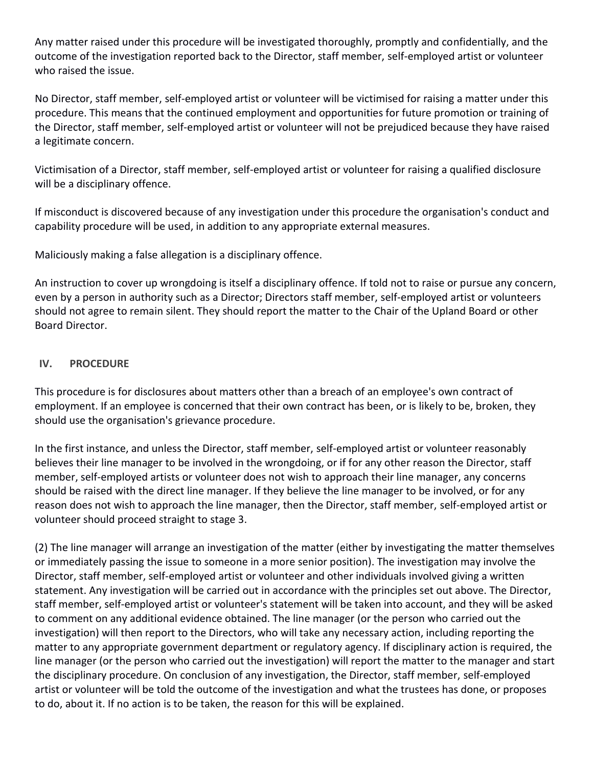Any matter raised under this procedure will be investigated thoroughly, promptly and confidentially, and the outcome of the investigation reported back to the Director, staff member, self-employed artist or volunteer who raised the issue.

No Director, staff member, self-employed artist or volunteer will be victimised for raising a matter under this procedure. This means that the continued employment and opportunities for future promotion or training of the Director, staff member, self-employed artist or volunteer will not be prejudiced because they have raised a legitimate concern.

Victimisation of a Director, staff member, self-employed artist or volunteer for raising a qualified disclosure will be a disciplinary offence.

If misconduct is discovered because of any investigation under this procedure the organisation's conduct and capability procedure will be used, in addition to any appropriate external measures.

Maliciously making a false allegation is a disciplinary offence.

An instruction to cover up wrongdoing is itself a disciplinary offence. If told not to raise or pursue any concern, even by a person in authority such as a Director; Directors staff member, self-employed artist or volunteers should not agree to remain silent. They should report the matter to the Chair of the Upland Board or other Board Director.

## IV. PROCEDURE

This procedure is for disclosures about matters other than a breach of an employee's own contract of employment. If an employee is concerned that their own contract has been, or is likely to be, broken, they should use the organisation's grievance procedure.

In the first instance, and unless the Director, staff member, self-employed artist or volunteer reasonably believes their line manager to be involved in the wrongdoing, or if for any other reason the Director, staff member, self-employed artists or volunteer does not wish to approach their line manager, any concerns should be raised with the direct line manager. If they believe the line manager to be involved, or for any reason does not wish to approach the line manager, then the Director, staff member, self-employed artist or volunteer should proceed straight to stage 3.

(2) The line manager will arrange an investigation of the matter (either by investigating the matter themselves or immediately passing the issue to someone in a more senior position). The investigation may involve the Director, staff member, self-employed artist or volunteer and other individuals involved giving a written statement. Any investigation will be carried out in accordance with the principles set out above. The Director, staff member, self-employed artist or volunteer's statement will be taken into account, and they will be asked to comment on any additional evidence obtained. The line manager (or the person who carried out the investigation) will then report to the Directors, who will take any necessary action, including reporting the matter to any appropriate government department or regulatory agency. If disciplinary action is required, the line manager (or the person who carried out the investigation) will report the matter to the manager and start the disciplinary procedure. On conclusion of any investigation, the Director, staff member, self-employed artist or volunteer will be told the outcome of the investigation and what the trustees has done, or proposes to do, about it. If no action is to be taken, the reason for this will be explained.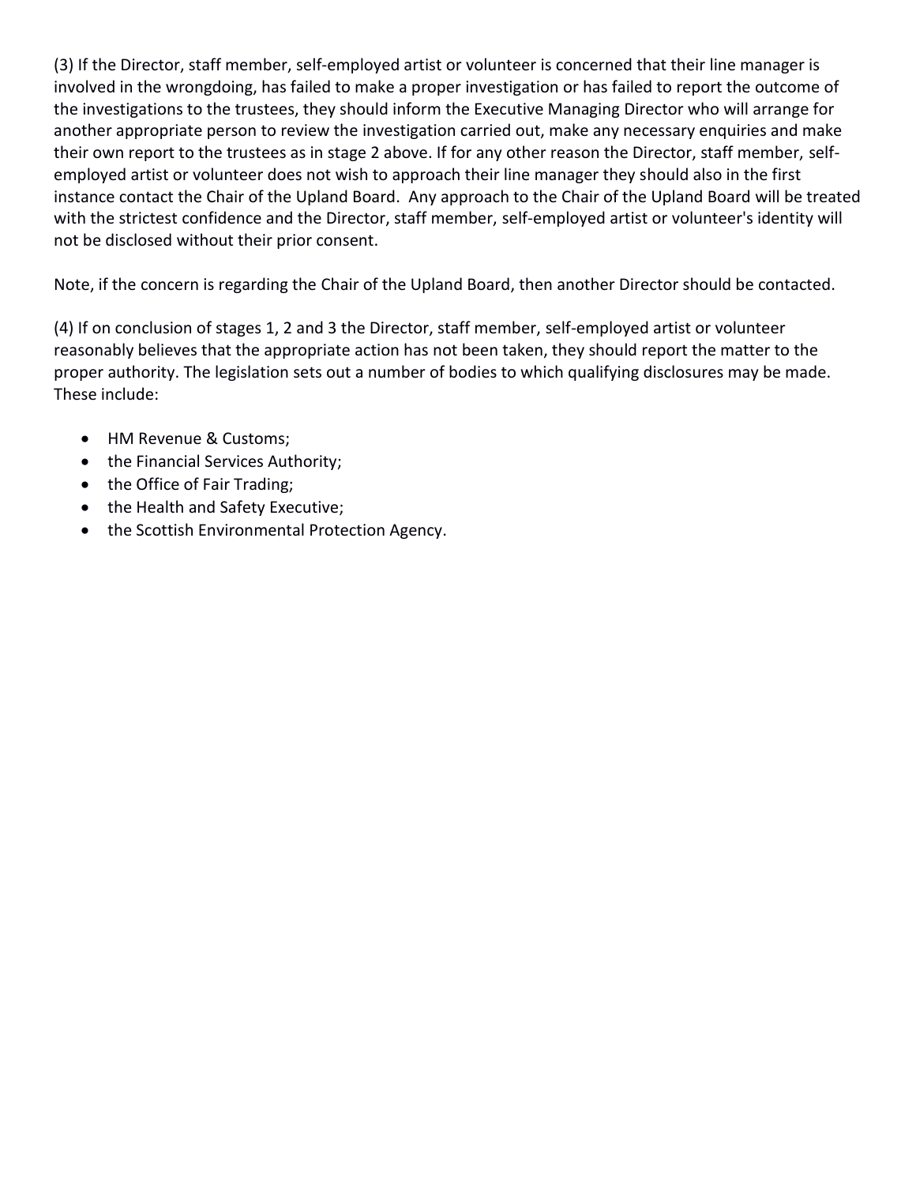(3) If the Director, staff member, self-employed artist or volunteer is concerned that their line manager is involved in the wrongdoing, has failed to make a proper investigation or has failed to report the outcome of the investigations to the trustees, they should inform the Executive Managing Director who will arrange for another appropriate person to review the investigation carried out, make any necessary enquiries and make their own report to the trustees as in stage 2 above. If for any other reason the Director, staff member, self-employed artist or volunteer does not wish to approach their line manager they should also in the first instance contact the Chair of the Upland Board. Any approach to the Chair of the Upland Board will be treated with the strictest confidence and the Director, staff member, self-employed artist or volunteer's identity will not be disclosed without their prior consent.

Note, if the concern is regarding the Chair of the Upland Board, then another Director should be contacted.

(4) If on conclusion of stages 1, 2 and 3 the Director, staff member, self-employed artist or volunteer reasonably believes that the appropriate action has not been taken, they should report the matter to the proper authority. The legislation sets out a number of bodies to which qualifying disclosures may be made. These include:

- HM Revenue & Customs;
- the Financial Services Authority;
- the Office of Fair Trading;
- the Health and Safety Executive;
- the Scottish Environmental Protection Agency.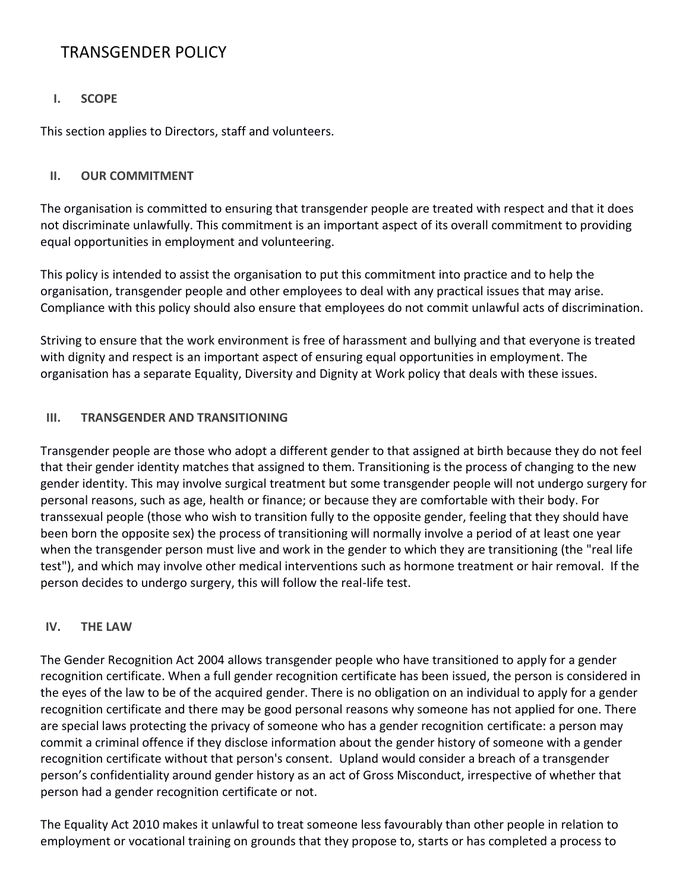# TRANSGENDER POLICY

## I. SCOPE

This section applies to Directors, staff and volunteers.

## II. OUR COMMITMENT

The organisation is committed to ensuring that transgender people are treated with respect and that it does not discriminate unlawfully. This commitment is an important aspect of its overall commitment to providing equal opportunities in employment and volunteering.

This policy is intended to assist the organisation to put this commitment into practice and to help the organisation, transgender people and other employees to deal with any practical issues that may arise. Compliance with this policy should also ensure that employees do not commit unlawful acts of discrimination.

Striving to ensure that the work environment is free of harassment and bullying and that everyone is treated with dignity and respect is an important aspect of ensuring equal opportunities in employment. The organisation has a separate Equality, Diversity and Dignity at Work policy that deals with these issues.

## III. TRANSGENDER AND TRANSITIONING

Transgender people are those who adopt a different gender to that assigned at birth because they do not feel that their gender identity matches that assigned to them. Transitioning is the process of changing to the new gender identity. This may involve surgical treatment but some transgender people will not undergo surgery for personal reasons, such as age, health or finance; or because they are comfortable with their body. For transsexual people (those who wish to transition fully to the opposite gender, feeling that they should have been born the opposite sex) the process of transitioning will normally involve a period of at least one year when the transgender person must live and work in the gender to which they are transitioning (the "real life test"), and which may involve other medical interventions such as hormone treatment or hair removal. If the person decides to undergo surgery, this will follow the real-life test.

## IV. THE LAW

The Gender Recognition Act 2004 allows transgender people who have transitioned to apply for a gender recognition certificate. When a full gender recognition certificate has been issued, the person is considered in the eyes of the law to be of the acquired gender. There is no obligation on an individual to apply for a gender recognition certificate and there may be good personal reasons why someone has not applied for one. There are special laws protecting the privacy of someone who has a gender recognition certificate: a person may commit a criminal offence if they disclose information about the gender history of someone with a gender recognition certificate without that person's consent. Upland would consider a breach of a transgender person's confidentiality around gender history as an act of Gross Misconduct, irrespective of whether that person had a gender recognition certificate or not.

The Equality Act 2010 makes it unlawful to treat someone less favourably than other people in relation to employment or vocational training on grounds that they propose to, starts or has completed a process to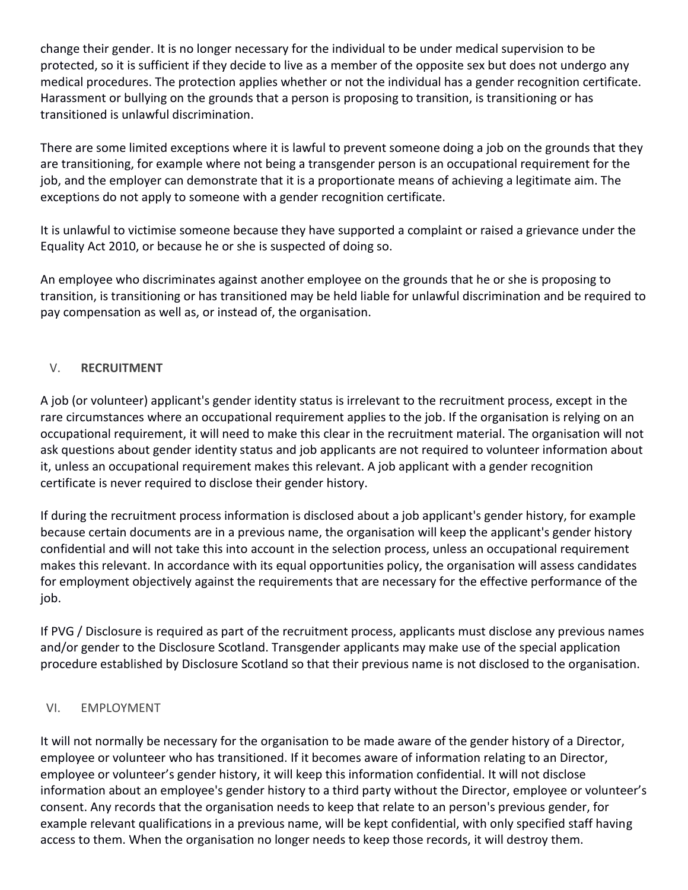change their gender. It is no longer necessary for the individual to be under medical supervision to be protected, so it is sufficient if they decide to live as a member of the opposite sex but does not undergo any medical procedures. The protection applies whether or not the individual has a gender recognition certificate. Harassment or bullying on the grounds that a person is proposing to transition, is transitioning or has transitioned is unlawful discrimination.

There are some limited exceptions where it is lawful to prevent someone doing a job on the grounds that they are transitioning, for example where not being a transgender person is an occupational requirement for the job, and the employer can demonstrate that it is a proportionate means of achieving a legitimate aim. The exceptions do not apply to someone with a gender recognition certificate.

It is unlawful to victimise someone because they have supported a complaint or raised a grievance under the Equality Act 2010, or because he or she is suspected of doing so.

An employee who discriminates against another employee on the grounds that he or she is proposing to transition, is transitioning or has transitioned may be held liable for unlawful discrimination and be required to pay compensation as well as, or instead of, the organisation.

## V. **RECRUITMENT**

A job (or volunteer) applicant's gender identity status is irrelevant to the recruitment process, except in the rare circumstances where an occupational requirement applies to the job. If the organisation is relying on an occupational requirement, it will need to make this clear in the recruitment material. The organisation will not ask questions about gender identity status and job applicants are not required to volunteer information about it, unless an occupational requirement makes this relevant. A job applicant with a gender recognition certificate is never required to disclose their gender history.

If during the recruitment process information is disclosed about a job applicant's gender history, for example because certain documents are in a previous name, the organisation will keep the applicant's gender history confidential and will not take this into account in the selection process, unless an occupational requirement makes this relevant. In accordance with its equal opportunities policy, the organisation will assess candidates for employment objectively against the requirements that are necessary for the effective performance of the job.

If PVG / Disclosure is required as part of the recruitment process, applicants must disclose any previous names and/or gender to the Disclosure Scotland. Transgender applicants may make use of the special application procedure established by Disclosure Scotland so that their previous name is not disclosed to the organisation.

## VI. EMPLOYMENT

It will not normally be necessary for the organisation to be made aware of the gender history of a Director, employee or volunteer who has transitioned. If it becomes aware of information relating to an Director, employee or volunteer's gender history, it will keep this information confidential. It will not disclose information about an employee's gender history to a third party without the Director, employee or volunteer's consent. Any records that the organisation needs to keep that relate to an person's previous gender, for example relevant qualifications in a previous name, will be kept confidential, with only specified staff having access to them. When the organisation no longer needs to keep those records, it will destroy them.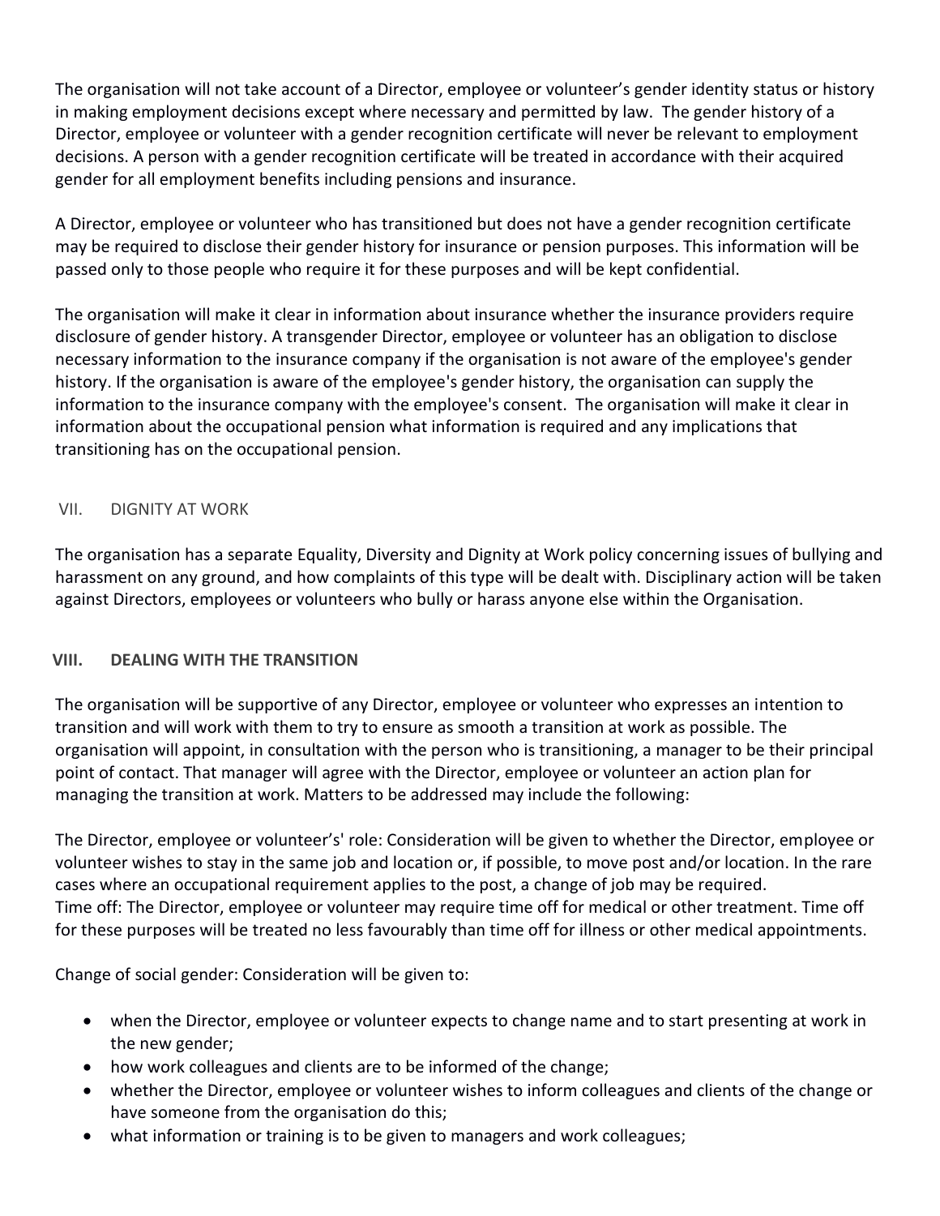The organisation will not take account of a Director, employee or volunteer's gender identity status or history in making employment decisions except where necessary and permitted by law. The gender history of a Director, employee or volunteer with a gender recognition certificate will never be relevant to employment decisions. A person with a gender recognition certificate will be treated in accordance with their acquired gender for all employment benefits including pensions and insurance.

A Director, employee or volunteer who has transitioned but does not have a gender recognition certificate may be required to disclose their gender history for insurance or pension purposes. This information will be passed only to those people who require it for these purposes and will be kept confidential.

The organisation will make it clear in information about insurance whether the insurance providers require disclosure of gender history. A transgender Director, employee or volunteer has an obligation to disclose necessary information to the insurance company if the organisation is not aware of the employee's gender history. If the organisation is aware of the employee's gender history, the organisation can supply the information to the insurance company with the employee's consent. The organisation will make it clear in information about the occupational pension what information is required and any implications that transitioning has on the occupational pension.

## VII. DIGNITY AT WORK

The organisation has a separate Equality, Diversity and Dignity at Work policy concerning issues of bullying and harassment on any ground, and how complaints of this type will be dealt with. Disciplinary action will be taken against Directors, employees or volunteers who bully or harass anyone else within the Organisation.

## VIII. DEALING WITH THE TRANSITION

The organisation will be supportive of any Director, employee or volunteer who expresses an intention to transition and will work with them to try to ensure as smooth a transition at work as possible. The organisation will appoint, in consultation with the person who is transitioning, a manager to be their principal point of contact. That manager will agree with the Director, employee or volunteer an action plan for managing the transition at work. Matters to be addressed may include the following:

The Director, employee or volunteer's' role: Consideration will be given to whether the Director, employee or volunteer wishes to stay in the same job and location or, if possible, to move post and/or location. In the rare cases where an occupational requirement applies to the post, a change of job may be required.
Time off: The Director, employee or volunteer may require time off for medical or other treatment. Time off for these purposes will be treated no less favourably than time off for illness or other medical appointments.

Change of social gender: Consideration will be given to:

- when the Director, employee or volunteer expects to change name and to start presenting at work in the new gender;
- how work colleagues and clients are to be informed of the change;
- whether the Director, employee or volunteer wishes to inform colleagues and clients of the change or have someone from the organisation do this;
- what information or training is to be given to managers and work colleagues;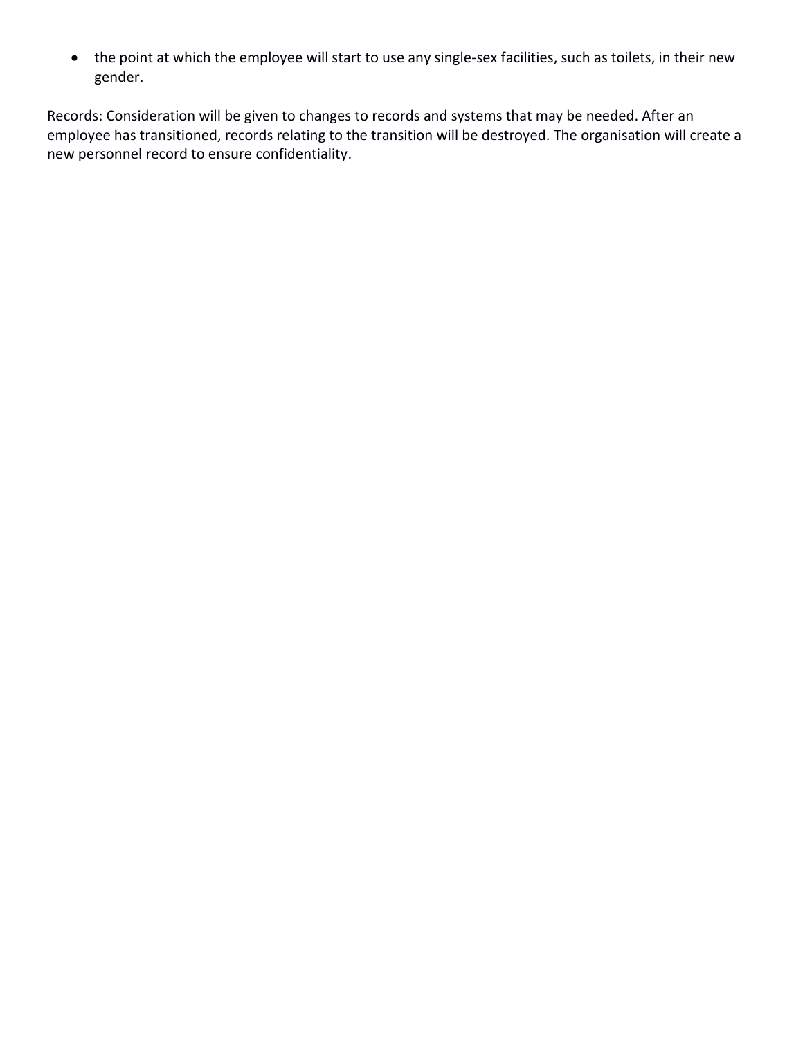- the point at which the employee will start to use any single-sex facilities, such as toilets, in their new gender.

Records: Consideration will be given to changes to records and systems that may be needed. After an employee has transitioned, records relating to the transition will be destroyed. The organisation will create a new personnel record to ensure confidentiality.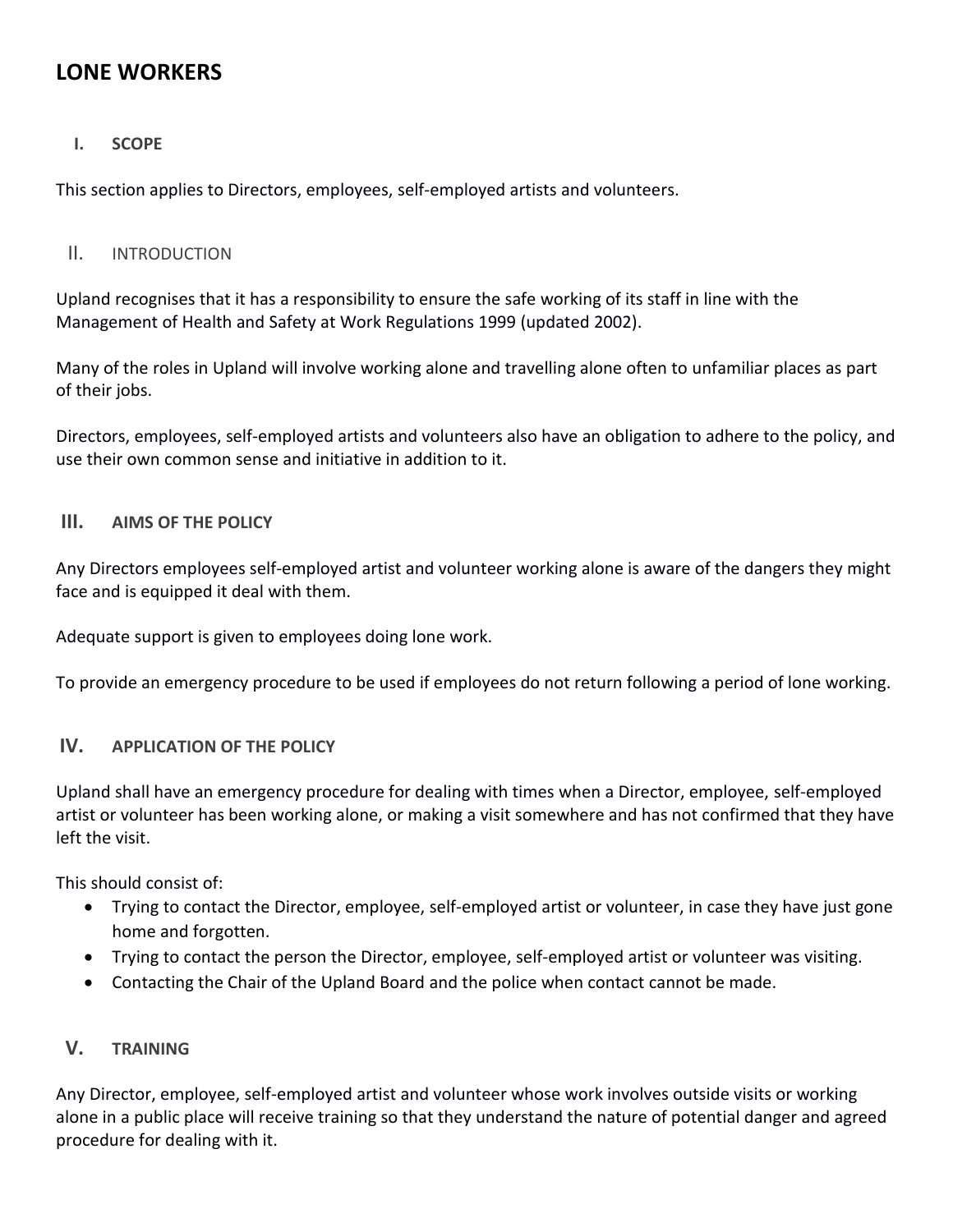# LONE WORKERS

## I. SCOPE

This section applies to Directors, employees, self-employed artists and volunteers.

## II. INTRODUCTION

Upland recognises that it has a responsibility to ensure the safe working of its staff in line with the Management of Health and Safety at Work Regulations 1999 (updated 2002).

Many of the roles in Upland will involve working alone and travelling alone often to unfamiliar places as part of their jobs.

Directors, employees, self-employed artists and volunteers also have an obligation to adhere to the policy, and use their own common sense and initiative in addition to it.

## III. AIMS OF THE POLICY

Any Directors employees self-employed artist and volunteer working alone is aware of the dangers they might face and is equipped it deal with them.

Adequate support is given to employees doing lone work.

To provide an emergency procedure to be used if employees do not return following a period of lone working.

## IV. APPLICATION OF THE POLICY

Upland shall have an emergency procedure for dealing with times when a Director, employee, self-employed artist or volunteer has been working alone, or making a visit somewhere and has not confirmed that they have left the visit.

This should consist of:

- Trying to contact the Director, employee, self-employed artist or volunteer, in case they have just gone home and forgotten.
- Trying to contact the person the Director, employee, self-employed artist or volunteer was visiting.
- Contacting the Chair of the Upland Board and the police when contact cannot be made.

## V. TRAINING

Any Director, employee, self-employed artist and volunteer whose work involves outside visits or working alone in a public place will receive training so that they understand the nature of potential danger and agreed procedure for dealing with it.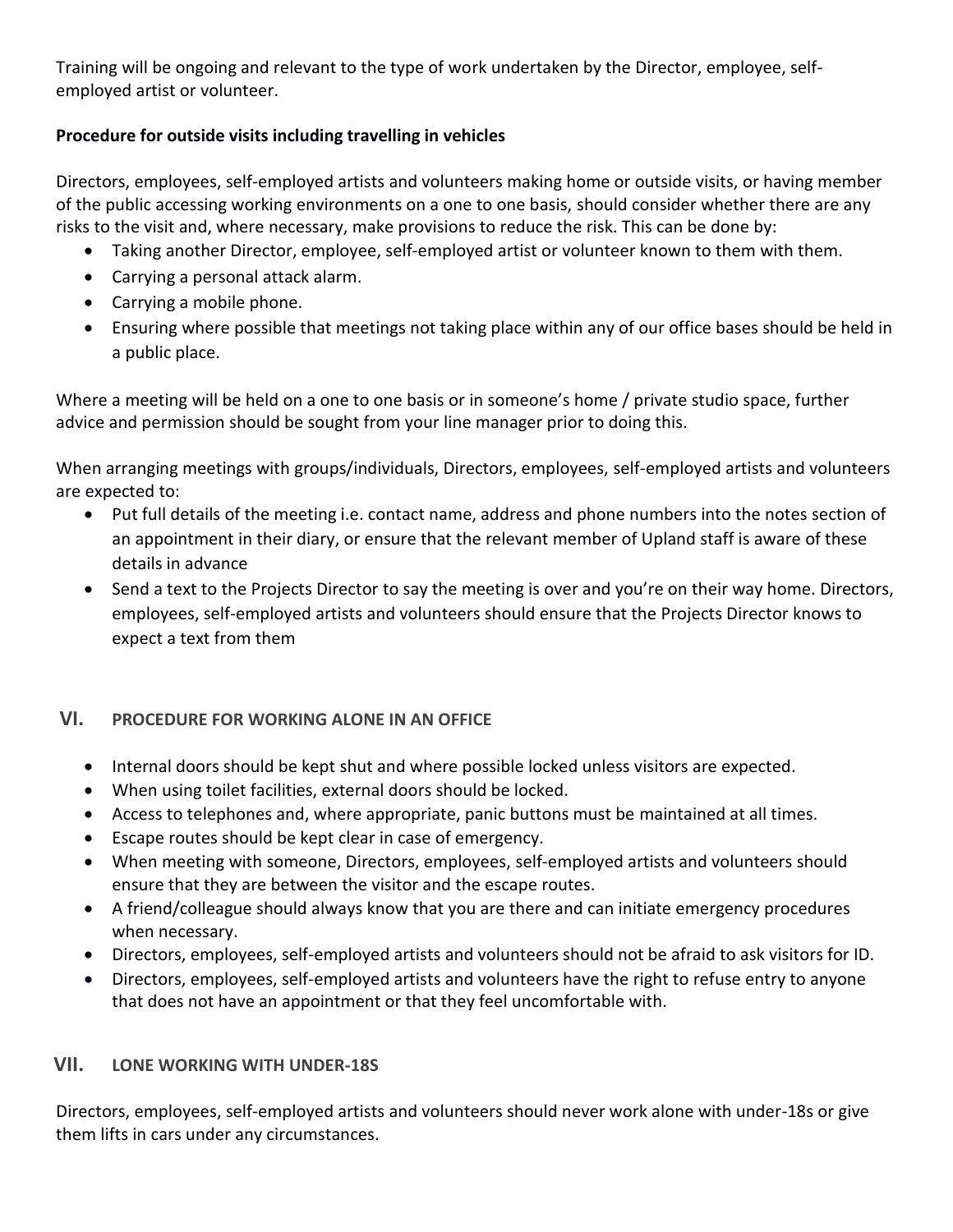Training will be ongoing and relevant to the type of work undertaken by the Director, employee, self-employed artist or volunteer.

**Procedure for outside visits including travelling in vehicles**

Directors, employees, self-employed artists and volunteers making home or outside visits, or having member of the public accessing working environments on a one to one basis, should consider whether there are any risks to the visit and, where necessary, make provisions to reduce the risk. This can be done by:

- Taking another Director, employee, self-employed artist or volunteer known to them with them.
- Carrying a personal attack alarm.
- Carrying a mobile phone.
- Ensuring where possible that meetings not taking place within any of our office bases should be held in a public place.

Where a meeting will be held on a one to one basis or in someone's home / private studio space, further advice and permission should be sought from your line manager prior to doing this.

When arranging meetings with groups/individuals, Directors, employees, self-employed artists and volunteers are expected to:

- Put full details of the meeting i.e. contact name, address and phone numbers into the notes section of an appointment in their diary, or ensure that the relevant member of Upland staff is aware of these details in advance
- Send a text to the Projects Director to say the meeting is over and you're on their way home. Directors, employees, self-employed artists and volunteers should ensure that the Projects Director knows to expect a text from them

## VI. PROCEDURE FOR WORKING ALONE IN AN OFFICE

- Internal doors should be kept shut and where possible locked unless visitors are expected.
- When using toilet facilities, external doors should be locked.
- Access to telephones and, where appropriate, panic buttons must be maintained at all times.
- Escape routes should be kept clear in case of emergency.
- When meeting with someone, Directors, employees, self-employed artists and volunteers should ensure that they are between the visitor and the escape routes.
- A friend/colleague should always know that you are there and can initiate emergency procedures when necessary.
- Directors, employees, self-employed artists and volunteers should not be afraid to ask visitors for ID.
- Directors, employees, self-employed artists and volunteers have the right to refuse entry to anyone that does not have an appointment or that they feel uncomfortable with.

## VII. LONE WORKING WITH UNDER-18S

Directors, employees, self-employed artists and volunteers should never work alone with under-18s or give them lifts in cars under any circumstances.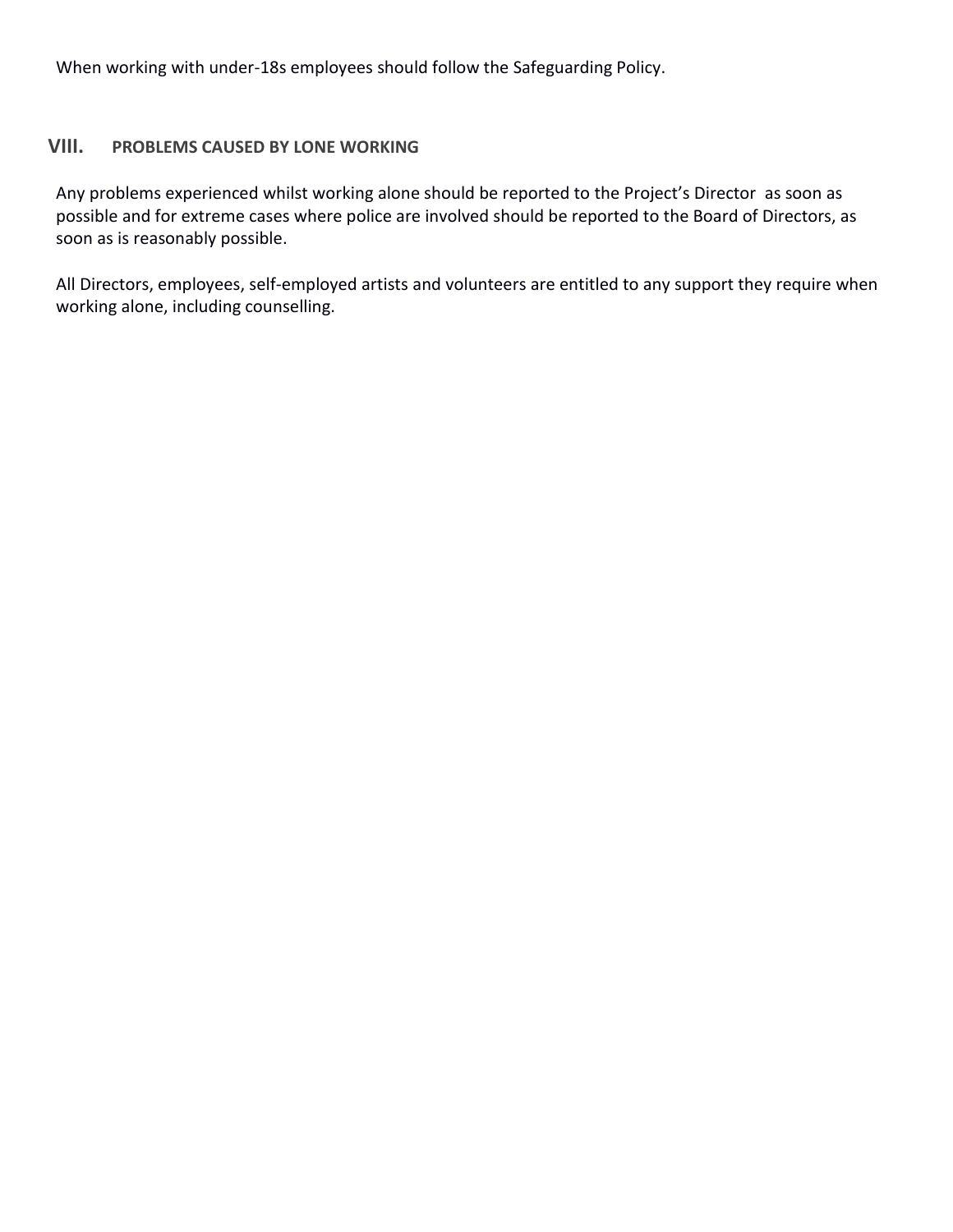When working with under-18s employees should follow the Safeguarding Policy.

## VIII. PROBLEMS CAUSED BY LONE WORKING

Any problems experienced whilst working alone should be reported to the Project's Director as soon as possible and for extreme cases where police are involved should be reported to the Board of Directors, as soon as is reasonably possible.

All Directors, employees, self-employed artists and volunteers are entitled to any support they require when working alone, including counselling.